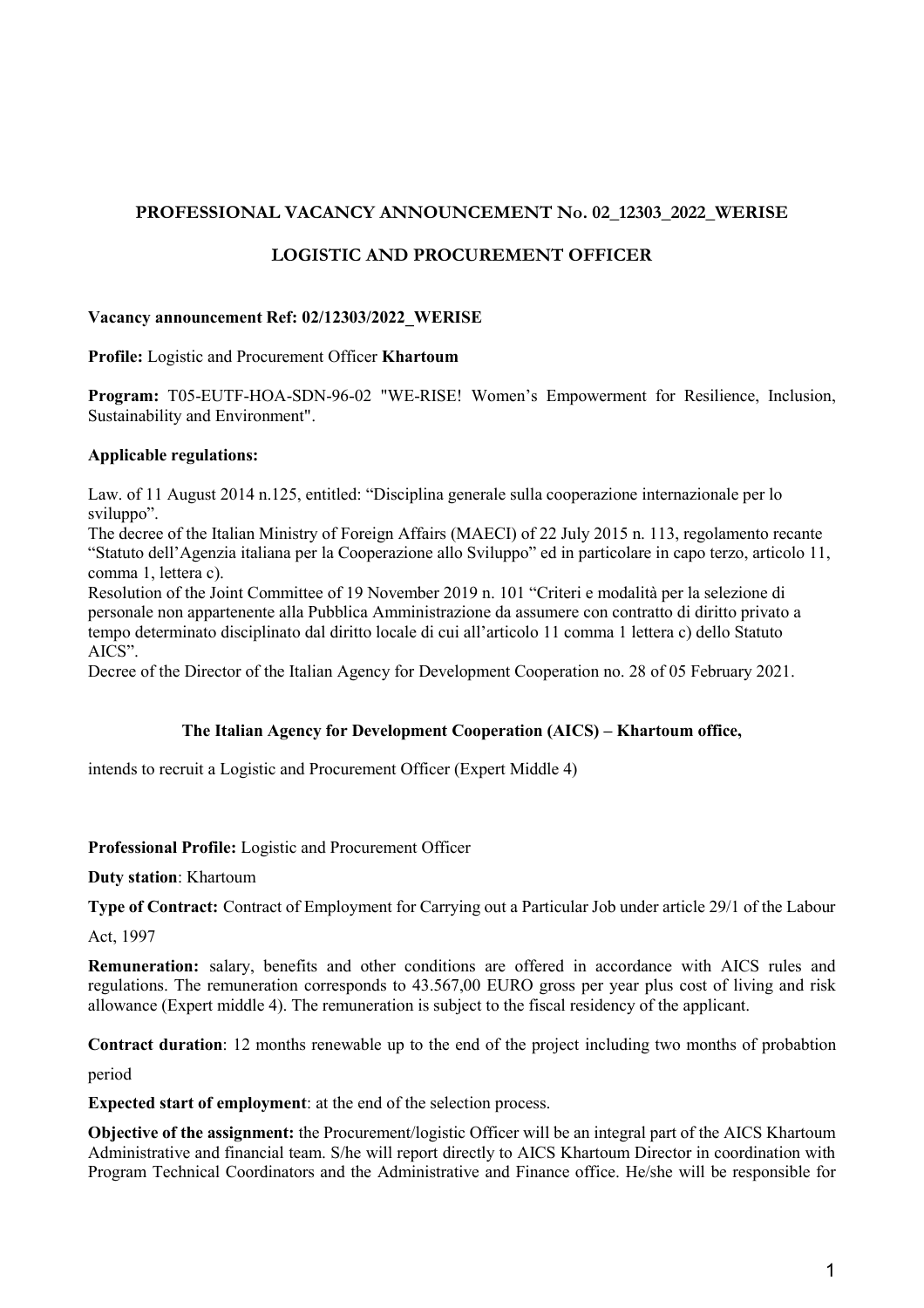## PROFESSIONAL VACANCY ANNOUNCEMENT No. 02_12303_2022_WERISE

## LOGISTIC AND PROCUREMENT OFFICER

**Vacancy announcement Ref: 02/12303/2022_WERISE**

**Profile:** Logistic and Procurement Officer **Khartoum**

**Program:** T05-EUTF-HOA-SDN-96-02 "WE-RISE! Women's Empowerment for Resilience, Inclusion, Sustainability and Environment".

**Applicable regulations:**

Law. of 11 August 2014 n.125, entitled: "Disciplina generale sulla cooperazione internazionale per lo sviluppo".
The decree of the Italian Ministry of Foreign Affairs (MAECI) of 22 July 2015 n. 113, regolamento recante "Statuto dell'Agenzia italiana per la Cooperazione allo Sviluppo" ed in particolare in capo terzo, articolo 11, comma 1, lettera c).
Resolution of the Joint Committee of 19 November 2019 n. 101 "Criteri e modalità per la selezione di personale non appartenente alla Pubblica Amministrazione da assumere con contratto di diritto privato a tempo determinato disciplinato dal diritto locale di cui all'articolo 11 comma 1 lettera c) dello Statuto AICS".
Decree of the Director of the Italian Agency for Development Cooperation no. 28 of 05 February 2021.

**The Italian Agency for Development Cooperation (AICS) – Khartoum office,**

intends to recruit a Logistic and Procurement Officer (Expert Middle 4)

**Professional Profile:** Logistic and Procurement Officer

**Duty station**: Khartoum

**Type of Contract:** Contract of Employment for Carrying out a Particular Job under article 29/1 of the Labour Act, 1997

**Remuneration:** salary, benefits and other conditions are offered in accordance with AICS rules and regulations. The remuneration corresponds to 43.567,00 EURO gross per year plus cost of living and risk allowance (Expert middle 4). The remuneration is subject to the fiscal residency of the applicant.

**Contract duration**: 12 months renewable up to the end of the project including two months of probabtion period

**Expected start of employment**: at the end of the selection process.

**Objective of the assignment:** the Procurement/logistic Officer will be an integral part of the AICS Khartoum Administrative and financial team. S/he will report directly to AICS Khartoum Director in coordination with Program Technical Coordinators and the Administrative and Finance office. He/she will be responsible for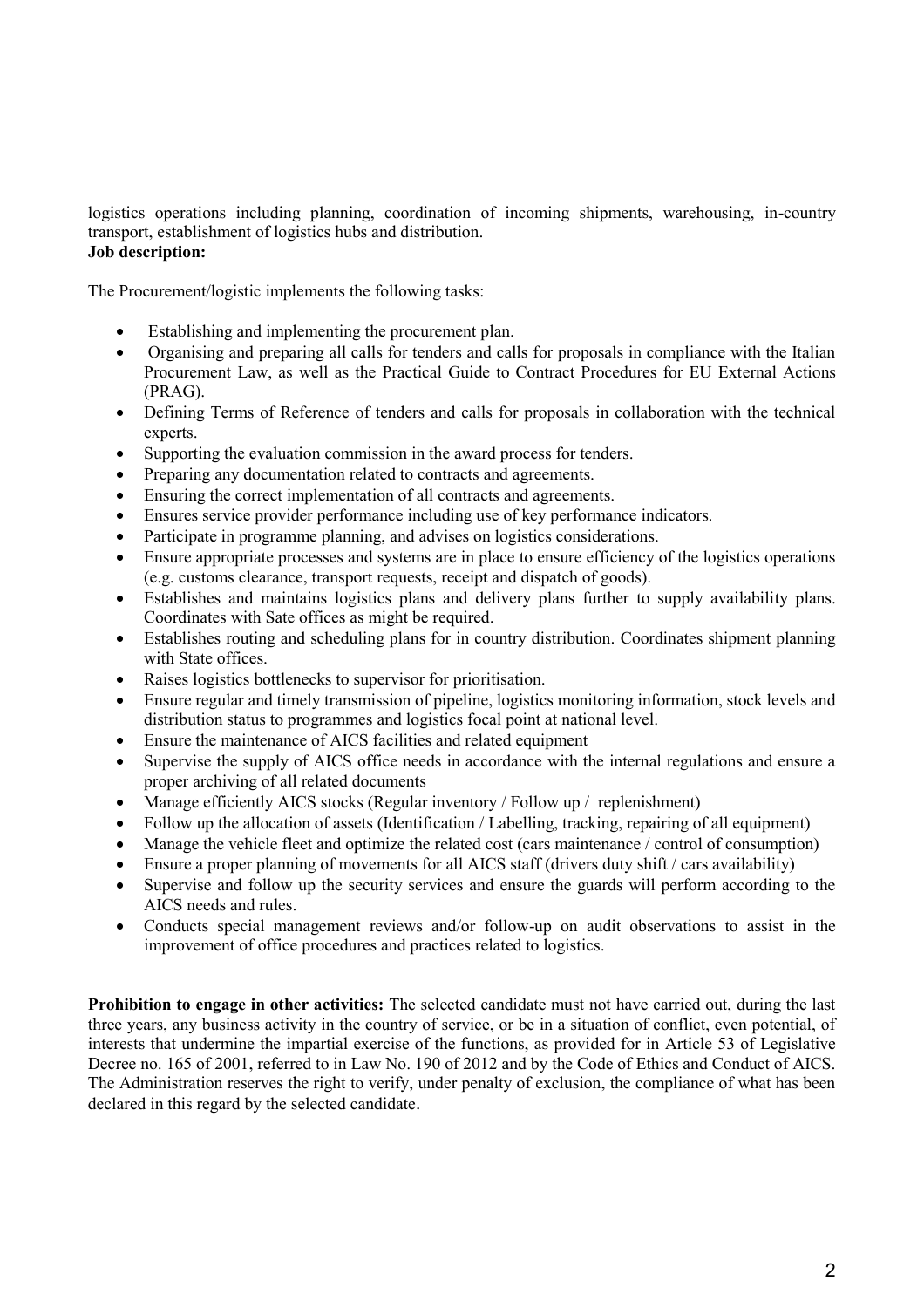logistics operations including planning, coordination of incoming shipments, warehousing, in-country transport, establishment of logistics hubs and distribution.

**Job description:**

The Procurement/logistic implements the following tasks:

- Establishing and implementing the procurement plan.
- Organising and preparing all calls for tenders and calls for proposals in compliance with the Italian Procurement Law, as well as the Practical Guide to Contract Procedures for EU External Actions (PRAG).
- Defining Terms of Reference of tenders and calls for proposals in collaboration with the technical experts.
- Supporting the evaluation commission in the award process for tenders.
- Preparing any documentation related to contracts and agreements.
- Ensuring the correct implementation of all contracts and agreements.
- Ensures service provider performance including use of key performance indicators.
- Participate in programme planning, and advises on logistics considerations.
- Ensure appropriate processes and systems are in place to ensure efficiency of the logistics operations (e.g. customs clearance, transport requests, receipt and dispatch of goods).
- Establishes and maintains logistics plans and delivery plans further to supply availability plans. Coordinates with Sate offices as might be required.
- Establishes routing and scheduling plans for in country distribution. Coordinates shipment planning with State offices.
- Raises logistics bottlenecks to supervisor for prioritisation.
- Ensure regular and timely transmission of pipeline, logistics monitoring information, stock levels and distribution status to programmes and logistics focal point at national level.
- Ensure the maintenance of AICS facilities and related equipment
- Supervise the supply of AICS office needs in accordance with the internal regulations and ensure a proper archiving of all related documents
- Manage efficiently AICS stocks (Regular inventory / Follow up / replenishment)
- Follow up the allocation of assets (Identification / Labelling, tracking, repairing of all equipment)
- Manage the vehicle fleet and optimize the related cost (cars maintenance / control of consumption)
- Ensure a proper planning of movements for all AICS staff (drivers duty shift / cars availability)
- Supervise and follow up the security services and ensure the guards will perform according to the AICS needs and rules.
- Conducts special management reviews and/or follow-up on audit observations to assist in the improvement of office procedures and practices related to logistics.

**Prohibition to engage in other activities:** The selected candidate must not have carried out, during the last three years, any business activity in the country of service, or be in a situation of conflict, even potential, of interests that undermine the impartial exercise of the functions, as provided for in Article 53 of Legislative Decree no. 165 of 2001, referred to in Law No. 190 of 2012 and by the Code of Ethics and Conduct of AICS. The Administration reserves the right to verify, under penalty of exclusion, the compliance of what has been declared in this regard by the selected candidate.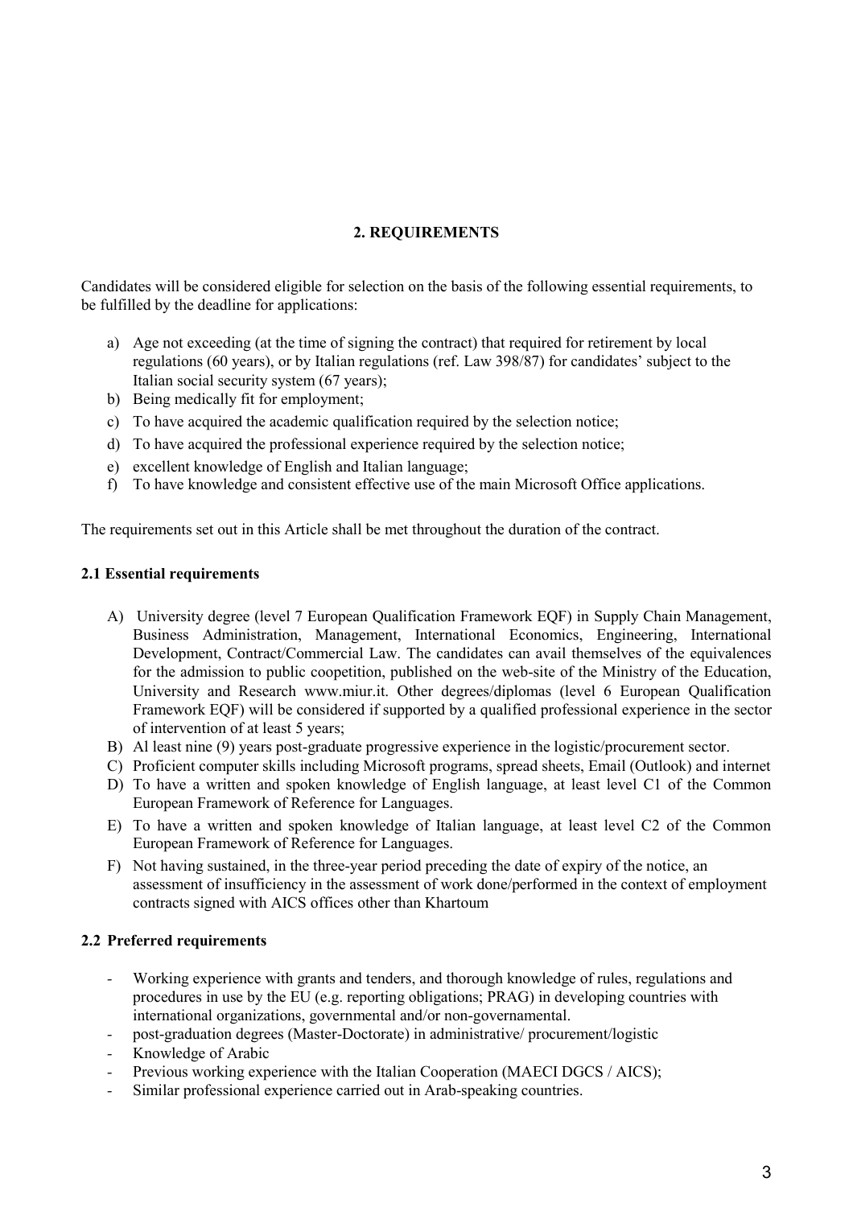## 2. REQUIREMENTS

Candidates will be considered eligible for selection on the basis of the following essential requirements, to be fulfilled by the deadline for applications:

a) Age not exceeding (at the time of signing the contract) that required for retirement by local regulations (60 years), or by Italian regulations (ref. Law 398/87) for candidates' subject to the Italian social security system (67 years);
b) Being medically fit for employment;
c) To have acquired the academic qualification required by the selection notice;
d) To have acquired the professional experience required by the selection notice;
e) excellent knowledge of English and Italian language;
f) To have knowledge and consistent effective use of the main Microsoft Office applications.

The requirements set out in this Article shall be met throughout the duration of the contract.

### 2.1 Essential requirements

A) University degree (level 7 European Qualification Framework EQF) in Supply Chain Management, Business Administration, Management, International Economics, Engineering, International Development, Contract/Commercial Law. The candidates can avail themselves of the equivalences for the admission to public coopetition, published on the web-site of the Ministry of the Education, University and Research www.miur.it. Other degrees/diplomas (level 6 European Qualification Framework EQF) will be considered if supported by a qualified professional experience in the sector of intervention of at least 5 years;
B) Al least nine (9) years post-graduate progressive experience in the logistic/procurement sector.
C) Proficient computer skills including Microsoft programs, spread sheets, Email (Outlook) and internet
D) To have a written and spoken knowledge of English language, at least level C1 of the Common European Framework of Reference for Languages.
E) To have a written and spoken knowledge of Italian language, at least level C2 of the Common European Framework of Reference for Languages.
F) Not having sustained, in the three-year period preceding the date of expiry of the notice, an assessment of insufficiency in the assessment of work done/performed in the context of employment contracts signed with AICS offices other than Khartoum

### 2.2 Preferred requirements

- Working experience with grants and tenders, and thorough knowledge of rules, regulations and procedures in use by the EU (e.g. reporting obligations; PRAG) in developing countries with international organizations, governmental and/or non-governamental.
- post-graduation degrees (Master-Doctorate) in administrative/ procurement/logistic
- Knowledge of Arabic
- Previous working experience with the Italian Cooperation (MAECI DGCS / AICS);
- Similar professional experience carried out in Arab-speaking countries.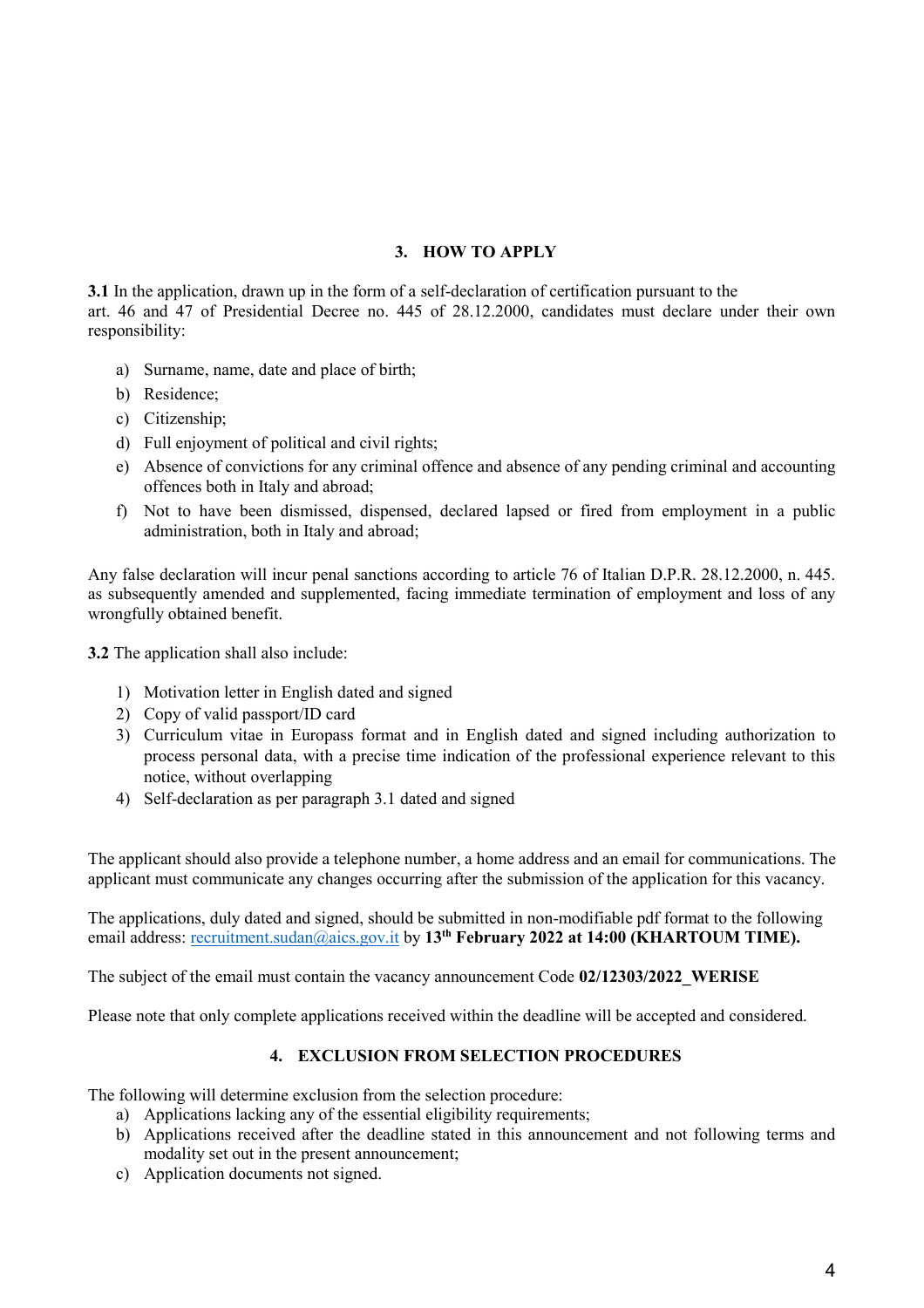## 3. HOW TO APPLY

**3.1** In the application, drawn up in the form of a self-declaration of certification pursuant to the art. 46 and 47 of Presidential Decree no. 445 of 28.12.2000, candidates must declare under their own responsibility:

a) Surname, name, date and place of birth;
b) Residence;
c) Citizenship;
d) Full enjoyment of political and civil rights;
e) Absence of convictions for any criminal offence and absence of any pending criminal and accounting offences both in Italy and abroad;
f) Not to have been dismissed, dispensed, declared lapsed or fired from employment in a public administration, both in Italy and abroad;

Any false declaration will incur penal sanctions according to article 76 of Italian D.P.R. 28.12.2000, n. 445. as subsequently amended and supplemented, facing immediate termination of employment and loss of any wrongfully obtained benefit.

**3.2** The application shall also include:

1) Motivation letter in English dated and signed
2) Copy of valid passport/ID card
3) Curriculum vitae in Europass format and in English dated and signed including authorization to process personal data, with a precise time indication of the professional experience relevant to this notice, without overlapping
4) Self-declaration as per paragraph 3.1 dated and signed

The applicant should also provide a telephone number, a home address and an email for communications. The applicant must communicate any changes occurring after the submission of the application for this vacancy.

The applications, duly dated and signed, should be submitted in non-modifiable pdf format to the following email address: recruitment.sudan@aics.gov.it by **13th February 2022 at 14:00 (KHARTOUM TIME).**

The subject of the email must contain the vacancy announcement Code **02/12303/2022_WERISE**

Please note that only complete applications received within the deadline will be accepted and considered.

## 4. EXCLUSION FROM SELECTION PROCEDURES

The following will determine exclusion from the selection procedure:

a) Applications lacking any of the essential eligibility requirements;
b) Applications received after the deadline stated in this announcement and not following terms and modality set out in the present announcement;
c) Application documents not signed.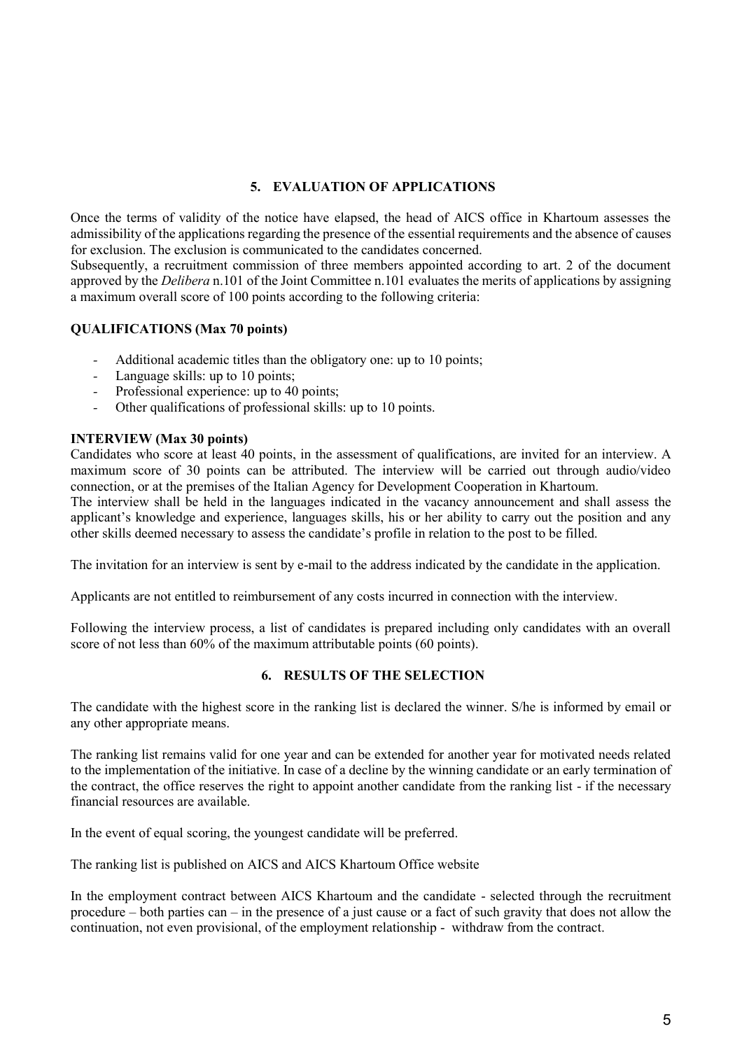## 5. EVALUATION OF APPLICATIONS

Once the terms of validity of the notice have elapsed, the head of AICS office in Khartoum assesses the admissibility of the applications regarding the presence of the essential requirements and the absence of causes for exclusion. The exclusion is communicated to the candidates concerned.

Subsequently, a recruitment commission of three members appointed according to art. 2 of the document approved by the *Delibera* n.101 of the Joint Committee n.101 evaluates the merits of applications by assigning a maximum overall score of 100 points according to the following criteria:

**QUALIFICATIONS (Max 70 points)**

- Additional academic titles than the obligatory one: up to 10 points;
- Language skills: up to 10 points;
- Professional experience: up to 40 points;
- Other qualifications of professional skills: up to 10 points.

**INTERVIEW (Max 30 points)**

Candidates who score at least 40 points, in the assessment of qualifications, are invited for an interview. A maximum score of 30 points can be attributed. The interview will be carried out through audio/video connection, or at the premises of the Italian Agency for Development Cooperation in Khartoum.

The interview shall be held in the languages indicated in the vacancy announcement and shall assess the applicant's knowledge and experience, languages skills, his or her ability to carry out the position and any other skills deemed necessary to assess the candidate's profile in relation to the post to be filled.

The invitation for an interview is sent by e-mail to the address indicated by the candidate in the application.

Applicants are not entitled to reimbursement of any costs incurred in connection with the interview.

Following the interview process, a list of candidates is prepared including only candidates with an overall score of not less than 60% of the maximum attributable points (60 points).

## 6. RESULTS OF THE SELECTION

The candidate with the highest score in the ranking list is declared the winner. S/he is informed by email or any other appropriate means.

The ranking list remains valid for one year and can be extended for another year for motivated needs related to the implementation of the initiative. In case of a decline by the winning candidate or an early termination of the contract, the office reserves the right to appoint another candidate from the ranking list - if the necessary financial resources are available.

In the event of equal scoring, the youngest candidate will be preferred.

The ranking list is published on AICS and AICS Khartoum Office website

In the employment contract between AICS Khartoum and the candidate - selected through the recruitment procedure – both parties can – in the presence of a just cause or a fact of such gravity that does not allow the continuation, not even provisional, of the employment relationship - withdraw from the contract.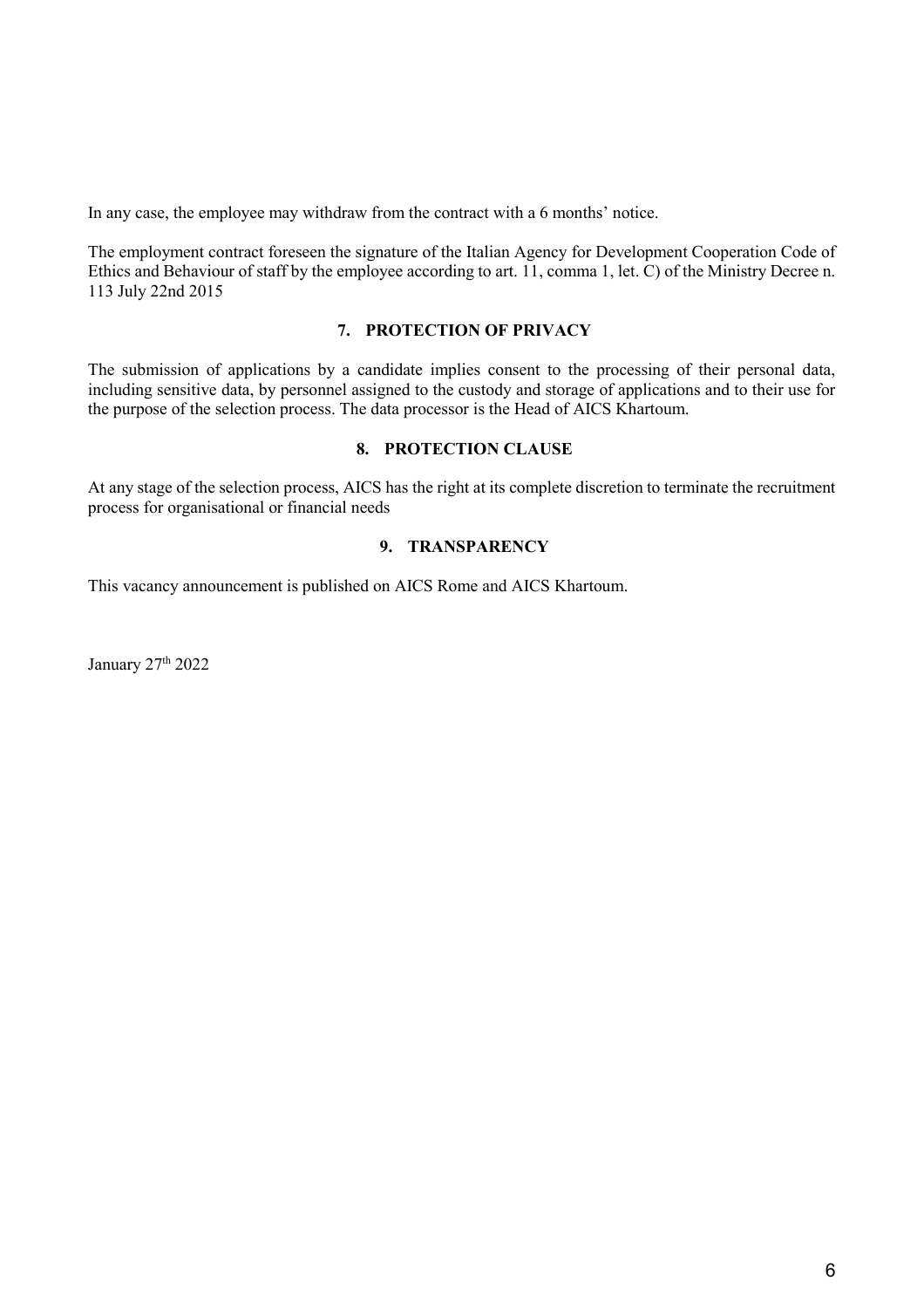In any case, the employee may withdraw from the contract with a 6 months' notice.

The employment contract foreseen the signature of the Italian Agency for Development Cooperation Code of Ethics and Behaviour of staff by the employee according to art. 11, comma 1, let. C) of the Ministry Decree n. 113 July 22nd 2015

## 7. PROTECTION OF PRIVACY

The submission of applications by a candidate implies consent to the processing of their personal data, including sensitive data, by personnel assigned to the custody and storage of applications and to their use for the purpose of the selection process. The data processor is the Head of AICS Khartoum.

## 8. PROTECTION CLAUSE

At any stage of the selection process, AICS has the right at its complete discretion to terminate the recruitment process for organisational or financial needs

## 9. TRANSPARENCY

This vacancy announcement is published on AICS Rome and AICS Khartoum.

January 27th 2022